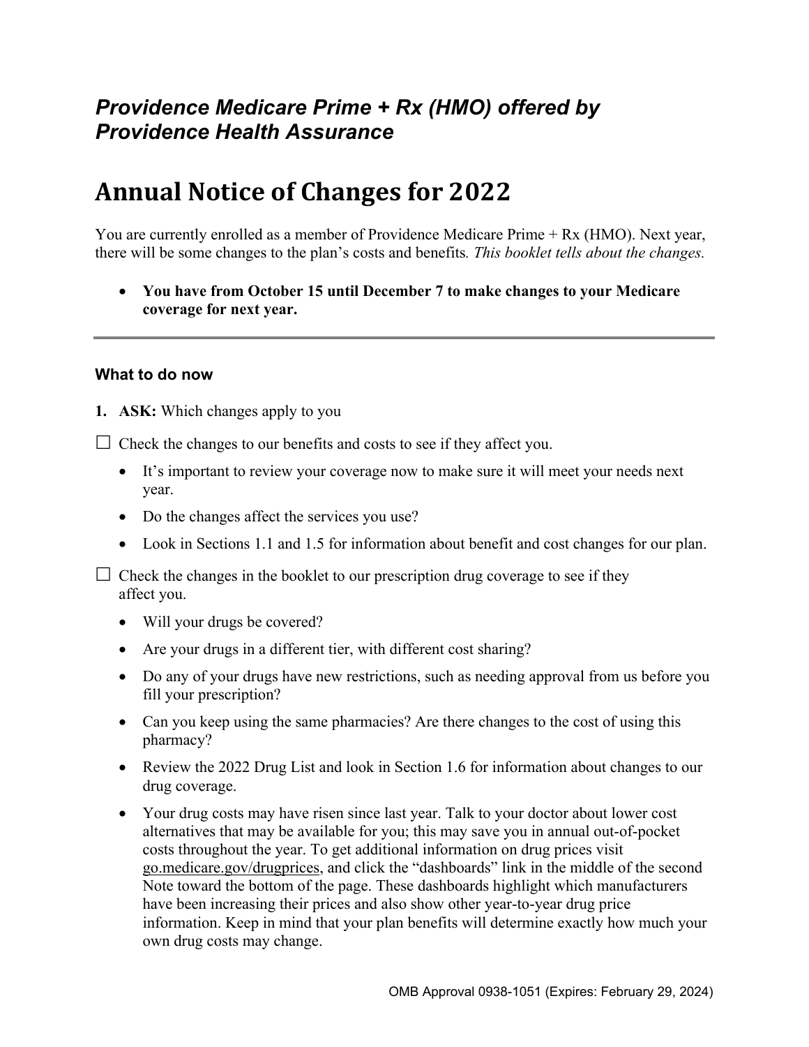## *Providence Medicare Prime + Rx (HMO) offered by Providence Health Assurance*

# Annual Notice of Changes for 2022

You are currently enrolled as a member of Providence Medicare Prime + Rx (HMO). Next year, there will be some changes to the plan's costs and benefits. *This booklet tells about the changes.*

- **You have from October 15 until December 7 to make changes to your Medicare coverage for next year.**

---

### What to do now

1. **ASK:** Which changes apply to you

☐ Check the changes to our benefits and costs to see if they affect you.

- It's important to review your coverage now to make sure it will meet your needs next year.
- Do the changes affect the services you use?
- Look in Sections 1.1 and 1.5 for information about benefit and cost changes for our plan.

☐ Check the changes in the booklet to our prescription drug coverage to see if they affect you.

- Will your drugs be covered?
- Are your drugs in a different tier, with different cost sharing?
- Do any of your drugs have new restrictions, such as needing approval from us before you fill your prescription?
- Can you keep using the same pharmacies? Are there changes to the cost of using this pharmacy?
- Review the 2022 Drug List and look in Section 1.6 for information about changes to our drug coverage.
- Your drug costs may have risen since last year. Talk to your doctor about lower cost alternatives that may be available for you; this may save you in annual out-of-pocket costs throughout the year. To get additional information on drug prices visit go.medicare.gov/drugprices, and click the "dashboards" link in the middle of the second Note toward the bottom of the page. These dashboards highlight which manufacturers have been increasing their prices and also show other year-to-year drug price information. Keep in mind that your plan benefits will determine exactly how much your own drug costs may change.

OMB Approval 0938-1051 (Expires: February 29, 2024)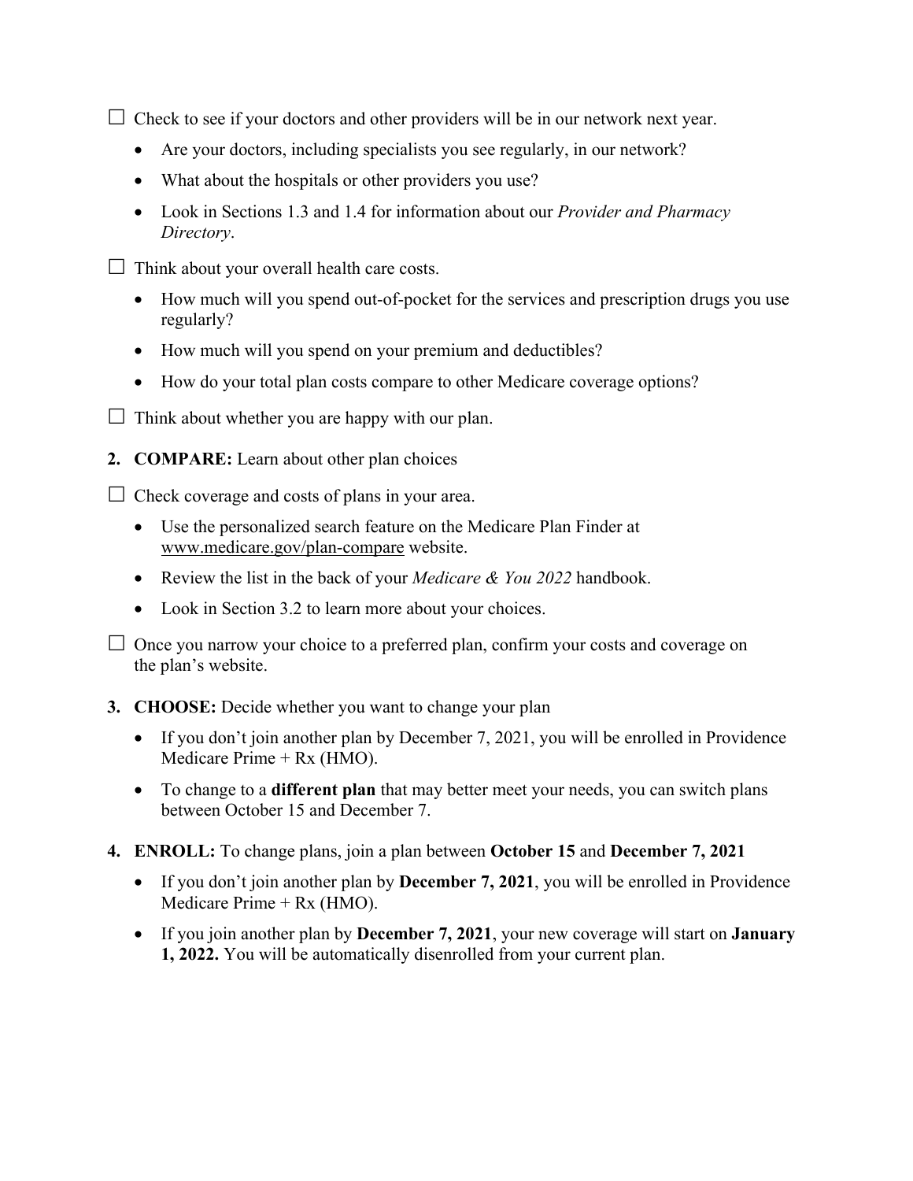☐ Check to see if your doctors and other providers will be in our network next year.

- Are your doctors, including specialists you see regularly, in our network?
- What about the hospitals or other providers you use?
- Look in Sections 1.3 and 1.4 for information about our *Provider and Pharmacy Directory*.

☐ Think about your overall health care costs.

- How much will you spend out-of-pocket for the services and prescription drugs you use regularly?
- How much will you spend on your premium and deductibles?
- How do your total plan costs compare to other Medicare coverage options?

☐ Think about whether you are happy with our plan.

2. **COMPARE:** Learn about other plan choices

☐ Check coverage and costs of plans in your area.

- Use the personalized search feature on the Medicare Plan Finder at www.medicare.gov/plan-compare website.
- Review the list in the back of your *Medicare & You 2022* handbook.
- Look in Section 3.2 to learn more about your choices.

☐ Once you narrow your choice to a preferred plan, confirm your costs and coverage on the plan's website.

3. **CHOOSE:** Decide whether you want to change your plan
   - If you don't join another plan by December 7, 2021, you will be enrolled in Providence Medicare Prime + Rx (HMO).
   - To change to a **different plan** that may better meet your needs, you can switch plans between October 15 and December 7.

4. **ENROLL:** To change plans, join a plan between **October 15** and **December 7, 2021**
   - If you don't join another plan by **December 7, 2021**, you will be enrolled in Providence Medicare Prime + Rx (HMO).
   - If you join another plan by **December 7, 2021**, your new coverage will start on **January 1, 2022.** You will be automatically disenrolled from your current plan.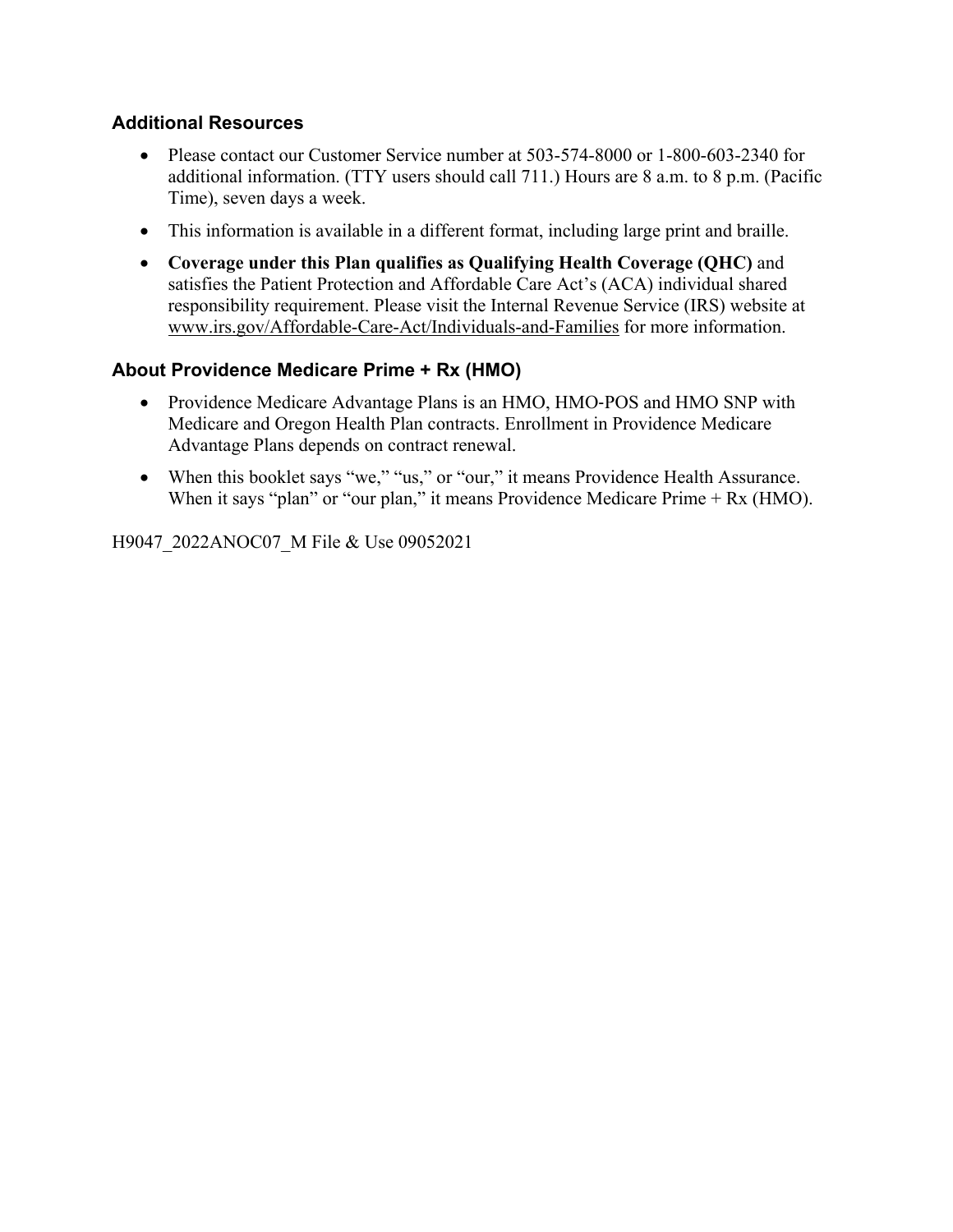## Additional Resources

- Please contact our Customer Service number at 503-574-8000 or 1-800-603-2340 for additional information. (TTY users should call 711.) Hours are 8 a.m. to 8 p.m. (Pacific Time), seven days a week.
- This information is available in a different format, including large print and braille.
- **Coverage under this Plan qualifies as Qualifying Health Coverage (QHC)** and satisfies the Patient Protection and Affordable Care Act's (ACA) individual shared responsibility requirement. Please visit the Internal Revenue Service (IRS) website at www.irs.gov/Affordable-Care-Act/Individuals-and-Families for more information.

## About Providence Medicare Prime + Rx (HMO)

- Providence Medicare Advantage Plans is an HMO, HMO-POS and HMO SNP with Medicare and Oregon Health Plan contracts. Enrollment in Providence Medicare Advantage Plans depends on contract renewal.
- When this booklet says "we," "us," or "our," it means Providence Health Assurance. When it says "plan" or "our plan," it means Providence Medicare Prime + Rx (HMO).

H9047_2022ANOC07_M File & Use 09052021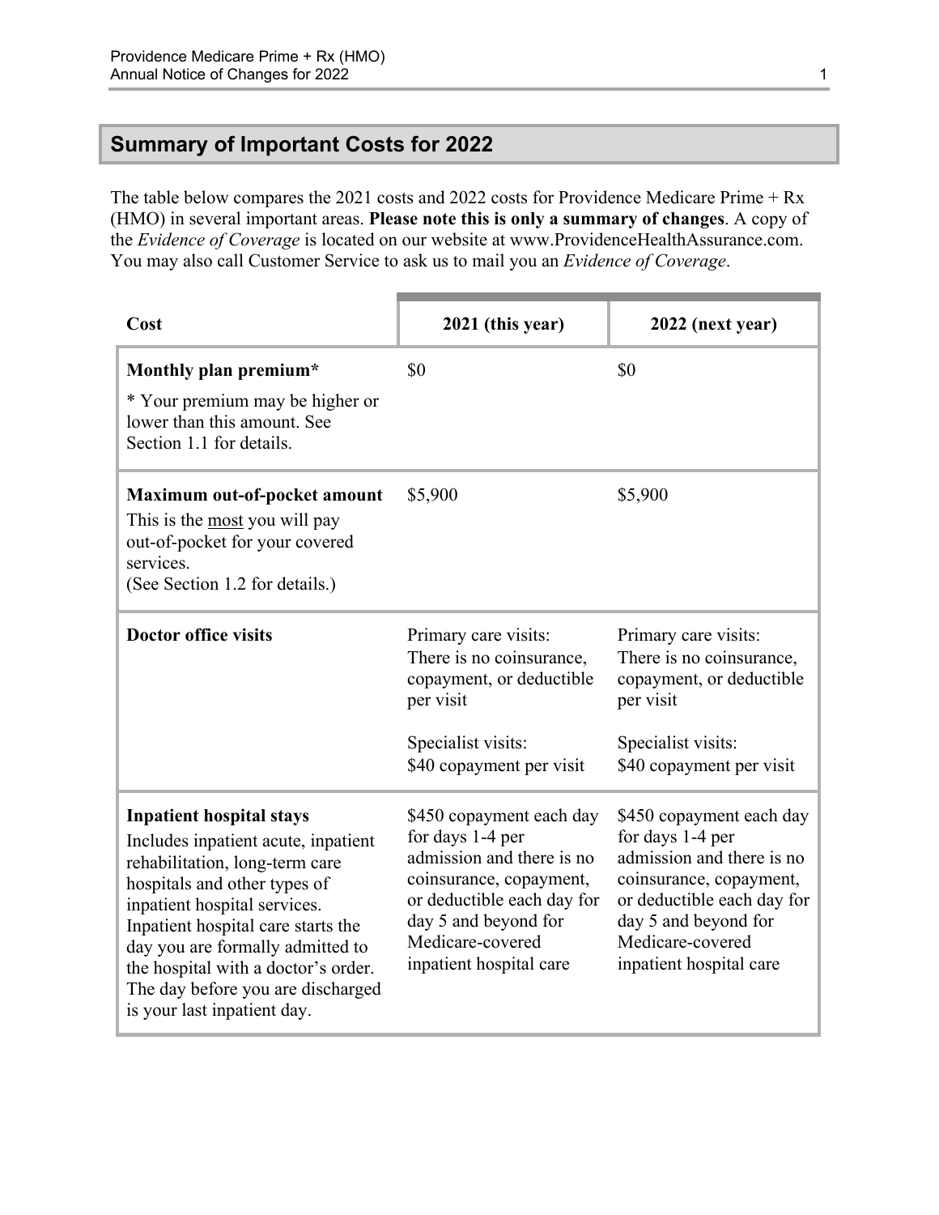## Summary of Important Costs for 2022

The table below compares the 2021 costs and 2022 costs for Providence Medicare Prime + Rx (HMO) in several important areas. **Please note this is only a summary of changes**. A copy of the *Evidence of Coverage* is located on our website at www.ProvidenceHealthAssurance.com. You may also call Customer Service to ask us to mail you an *Evidence of Coverage*.

| Cost | 2021 (this year) | 2022 (next year) |
|---|---|---|
| **Monthly plan premium*** <br> * Your premium may be higher or lower than this amount. See Section 1.1 for details. | $0 | $0 |
| **Maximum out-of-pocket amount** <br> This is the <u>most</u> you will pay out-of-pocket for your covered services. <br> (See Section 1.2 for details.) | $5,900 | $5,900 |
| **Doctor office visits** | Primary care visits: There is no coinsurance, copayment, or deductible per visit <br><br> Specialist visits: $40 copayment per visit | Primary care visits: There is no coinsurance, copayment, or deductible per visit <br><br> Specialist visits: $40 copayment per visit |
| **Inpatient hospital stays** <br> Includes inpatient acute, inpatient rehabilitation, long-term care hospitals and other types of inpatient hospital services. Inpatient hospital care starts the day you are formally admitted to the hospital with a doctor's order. The day before you are discharged is your last inpatient day. | $450 copayment each day for days 1-4 per admission and there is no coinsurance, copayment, or deductible each day for day 5 and beyond for Medicare-covered inpatient hospital care | $450 copayment each day for days 1-4 per admission and there is no coinsurance, copayment, or deductible each day for day 5 and beyond for Medicare-covered inpatient hospital care |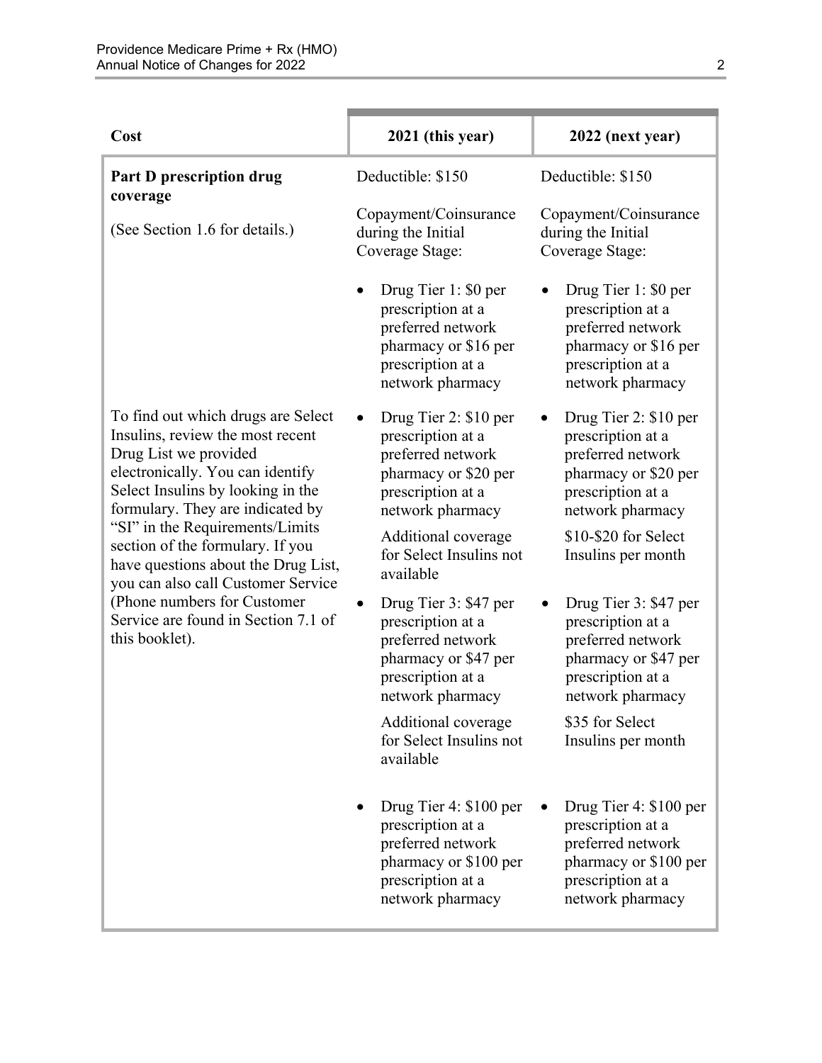| Cost | 2021 (this year) | 2022 (next year) |
|---|---|---|
| **Part D prescription drug coverage**<br><br>(See Section 1.6 for details.)<br><br>To find out which drugs are Select Insulins, review the most recent Drug List we provided electronically. You can identify Select Insulins by looking in the formulary. They are indicated by "SI" in the Requirements/Limits section of the formulary. If you have questions about the Drug List, you can also call Customer Service (Phone numbers for Customer Service are found in Section 7.1 of this booklet). | Deductible: $150<br><br>Copayment/Coinsurance during the Initial Coverage Stage:<br><br>• Drug Tier 1: $0 per prescription at a preferred network pharmacy or $16 per prescription at a network pharmacy<br><br>• Drug Tier 2: $10 per prescription at a preferred network pharmacy or $20 per prescription at a network pharmacy<br>Additional coverage for Select Insulins not available<br><br>• Drug Tier 3: $47 per prescription at a preferred network pharmacy or $47 per prescription at a network pharmacy<br>Additional coverage for Select Insulins not available<br><br>• Drug Tier 4: $100 per prescription at a preferred network pharmacy or $100 per prescription at a network pharmacy | Deductible: $150<br><br>Copayment/Coinsurance during the Initial Coverage Stage:<br><br>• Drug Tier 1: $0 per prescription at a preferred network pharmacy or $16 per prescription at a network pharmacy<br><br>• Drug Tier 2: $10 per prescription at a preferred network pharmacy or $20 per prescription at a network pharmacy<br>$10-$20 for Select Insulins per month<br><br>• Drug Tier 3: $47 per prescription at a preferred network pharmacy or $47 per prescription at a network pharmacy<br>$35 for Select Insulins per month<br><br>• Drug Tier 4: $100 per prescription at a preferred network pharmacy or $100 per prescription at a network pharmacy |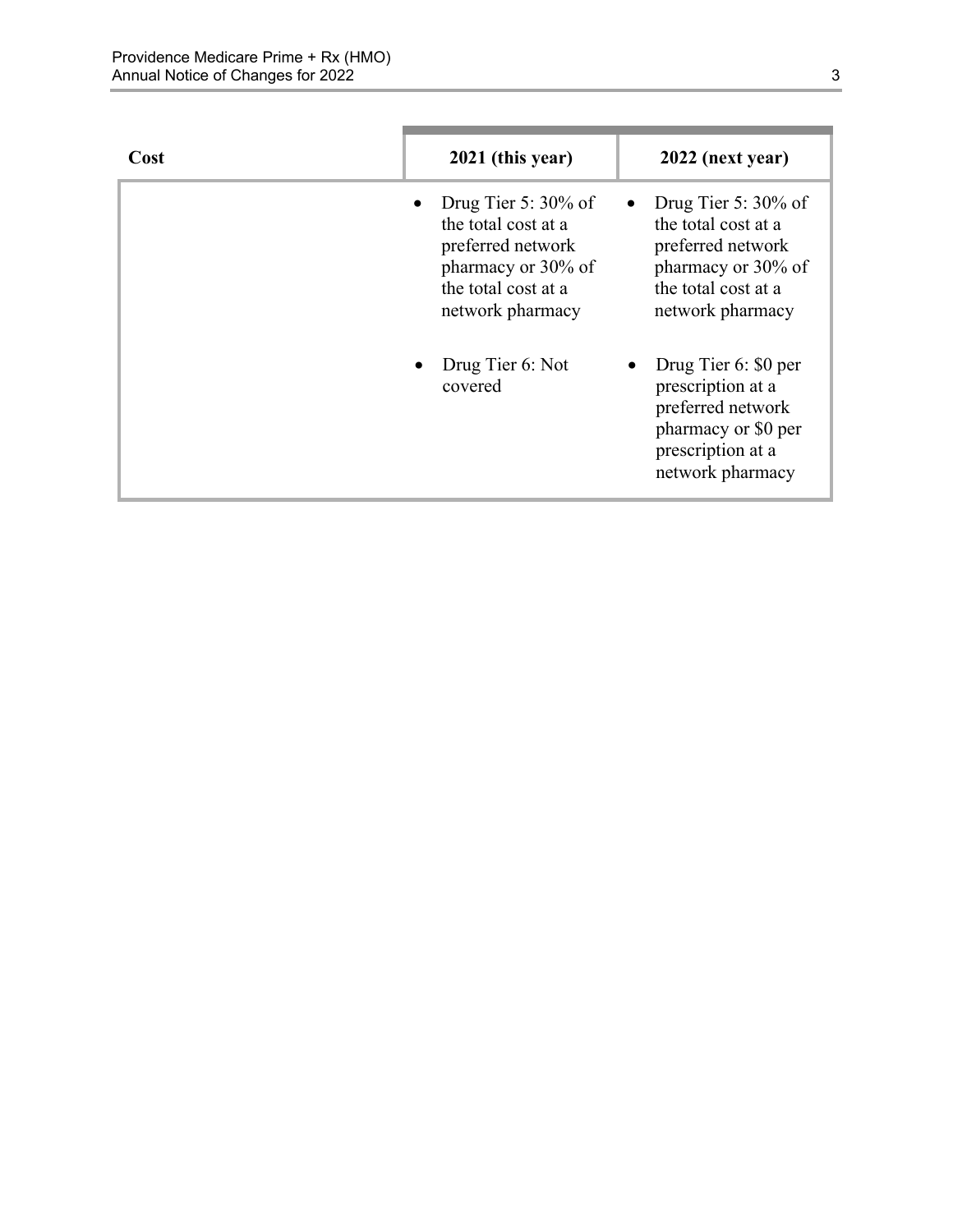| Cost | 2021 (this year) | 2022 (next year) |
|---|---|---|
| | • Drug Tier 5: 30% of the total cost at a preferred network pharmacy or 30% of the total cost at a network pharmacy<br><br>• Drug Tier 6: Not covered | • Drug Tier 5: 30% of the total cost at a preferred network pharmacy or 30% of the total cost at a network pharmacy<br><br>• Drug Tier 6: $0 per prescription at a preferred network pharmacy or $0 per prescription at a network pharmacy |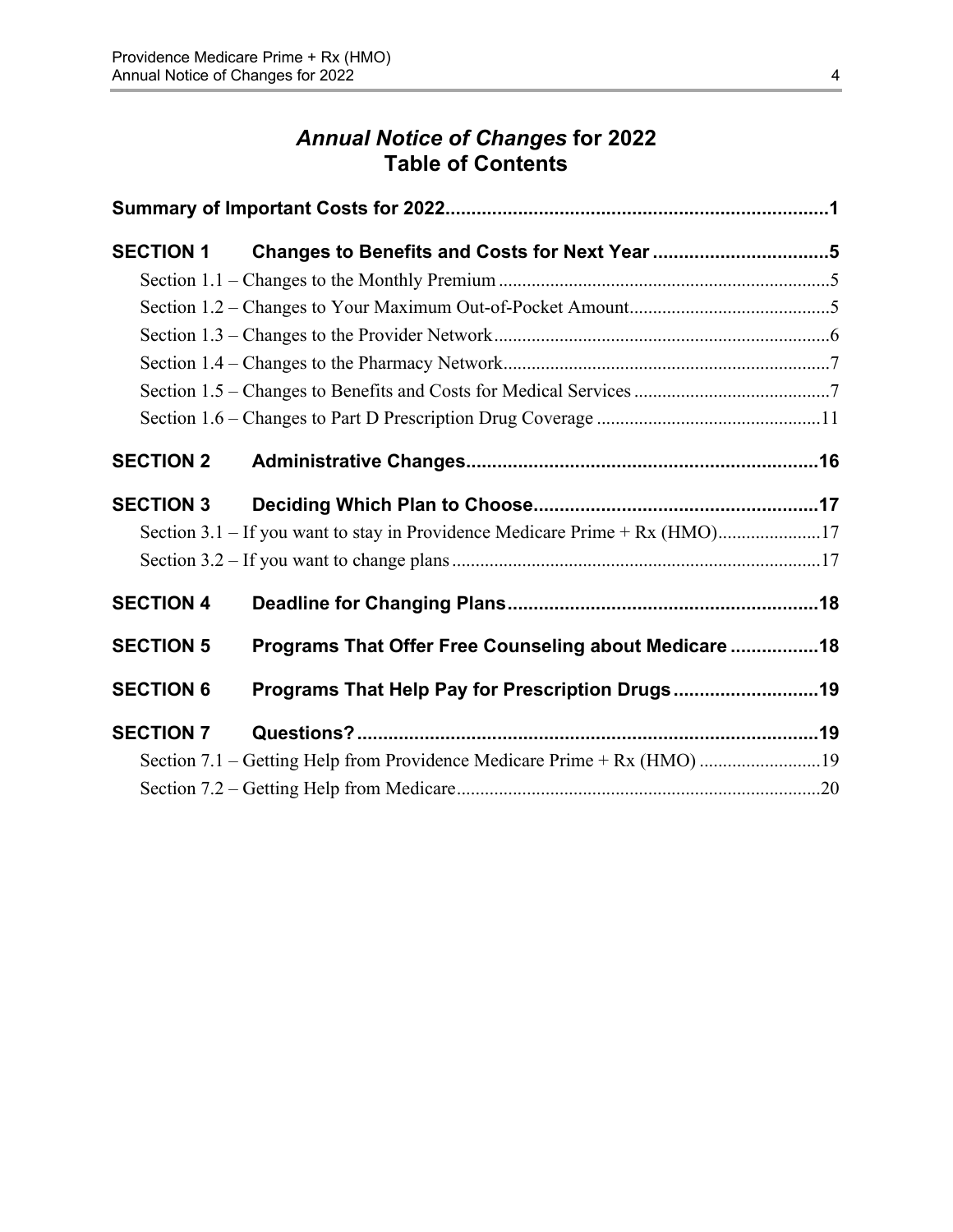# *Annual Notice of Changes* for 2022
# Table of Contents

**Summary of Important Costs for 2022** ......... 1

**SECTION 1 Changes to Benefits and Costs for Next Year** ......... 5

- Section 1.1 – Changes to the Monthly Premium ......... 5
- Section 1.2 – Changes to Your Maximum Out-of-Pocket Amount ......... 5
- Section 1.3 – Changes to the Provider Network ......... 6
- Section 1.4 – Changes to the Pharmacy Network ......... 7
- Section 1.5 – Changes to Benefits and Costs for Medical Services ......... 7
- Section 1.6 – Changes to Part D Prescription Drug Coverage ......... 11

**SECTION 2 Administrative Changes** ......... 16

**SECTION 3 Deciding Which Plan to Choose** ......... 17

- Section 3.1 – If you want to stay in Providence Medicare Prime + Rx (HMO) ......... 17
- Section 3.2 – If you want to change plans ......... 17

**SECTION 4 Deadline for Changing Plans** ......... 18

**SECTION 5 Programs That Offer Free Counseling about Medicare** ......... 18

**SECTION 6 Programs That Help Pay for Prescription Drugs** ......... 19

**SECTION 7 Questions?** ......... 19

- Section 7.1 – Getting Help from Providence Medicare Prime + Rx (HMO) ......... 19
- Section 7.2 – Getting Help from Medicare ......... 20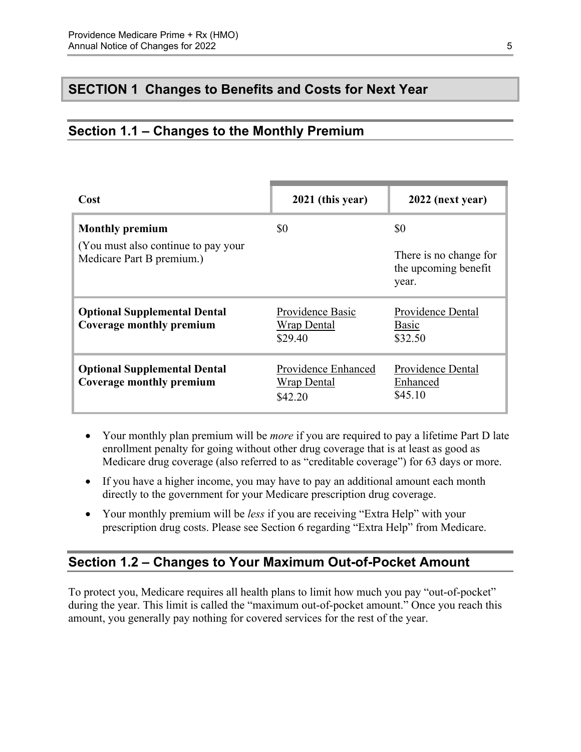# SECTION 1 Changes to Benefits and Costs for Next Year

## Section 1.1 – Changes to the Monthly Premium

| Cost | 2021 (this year) | 2022 (next year) |
| --- | --- | --- |
| **Monthly premium**<br>(You must also continue to pay your Medicare Part B premium.) | $0 | $0<br>There is no change for the upcoming benefit year. |
| **Optional Supplemental Dental Coverage monthly premium** | Providence Basic Wrap Dental<br>$29.40 | Providence Dental Basic<br>$32.50 |
| **Optional Supplemental Dental Coverage monthly premium** | Providence Enhanced Wrap Dental<br>$42.20 | Providence Dental Enhanced<br>$45.10 |

- Your monthly plan premium will be *more* if you are required to pay a lifetime Part D late enrollment penalty for going without other drug coverage that is at least as good as Medicare drug coverage (also referred to as "creditable coverage") for 63 days or more.
- If you have a higher income, you may have to pay an additional amount each month directly to the government for your Medicare prescription drug coverage.
- Your monthly premium will be *less* if you are receiving "Extra Help" with your prescription drug costs. Please see Section 6 regarding "Extra Help" from Medicare.

## Section 1.2 – Changes to Your Maximum Out-of-Pocket Amount

To protect you, Medicare requires all health plans to limit how much you pay "out-of-pocket" during the year. This limit is called the "maximum out-of-pocket amount." Once you reach this amount, you generally pay nothing for covered services for the rest of the year.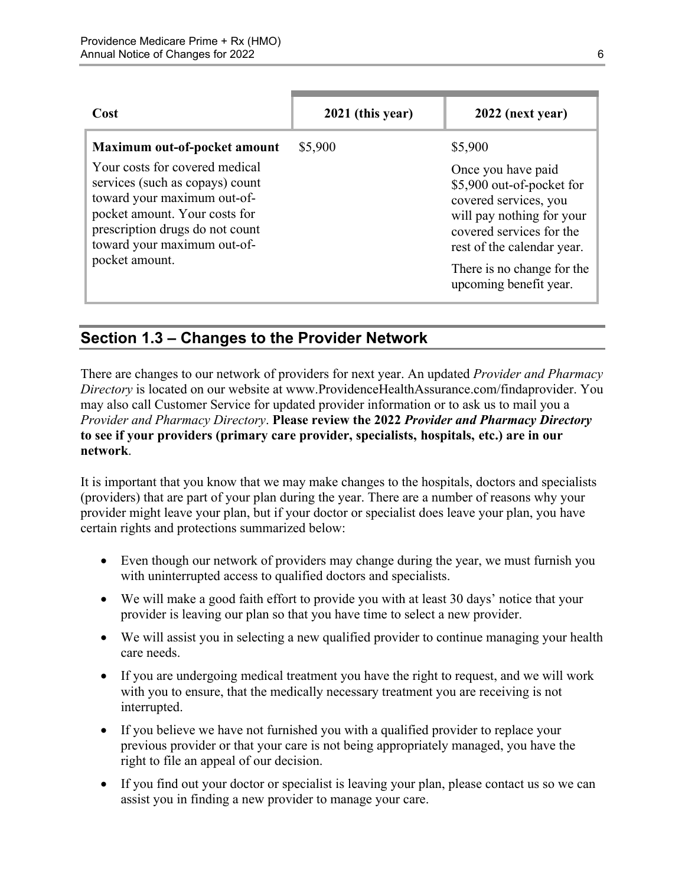| Cost | 2021 (this year) | 2022 (next year) |
|---|---|---|
| **Maximum out-of-pocket amount**<br><br>Your costs for covered medical services (such as copays) count toward your maximum out-of-pocket amount. Your costs for prescription drugs do not count toward your maximum out-of-pocket amount. | $5,900 | $5,900<br><br>Once you have paid $5,900 out-of-pocket for covered services, you will pay nothing for your covered services for the rest of the calendar year.<br><br>There is no change for the upcoming benefit year. |

## Section 1.3 – Changes to the Provider Network

There are changes to our network of providers for next year. An updated *Provider and Pharmacy Directory* is located on our website at www.ProvidenceHealthAssurance.com/findaprovider. You may also call Customer Service for updated provider information or to ask us to mail you a *Provider and Pharmacy Directory*. **Please review the 2022 *Provider and Pharmacy Directory* to see if your providers (primary care provider, specialists, hospitals, etc.) are in our network**.

It is important that you know that we may make changes to the hospitals, doctors and specialists (providers) that are part of your plan during the year. There are a number of reasons why your provider might leave your plan, but if your doctor or specialist does leave your plan, you have certain rights and protections summarized below:

- Even though our network of providers may change during the year, we must furnish you with uninterrupted access to qualified doctors and specialists.
- We will make a good faith effort to provide you with at least 30 days' notice that your provider is leaving our plan so that you have time to select a new provider.
- We will assist you in selecting a new qualified provider to continue managing your health care needs.
- If you are undergoing medical treatment you have the right to request, and we will work with you to ensure, that the medically necessary treatment you are receiving is not interrupted.
- If you believe we have not furnished you with a qualified provider to replace your previous provider or that your care is not being appropriately managed, you have the right to file an appeal of our decision.
- If you find out your doctor or specialist is leaving your plan, please contact us so we can assist you in finding a new provider to manage your care.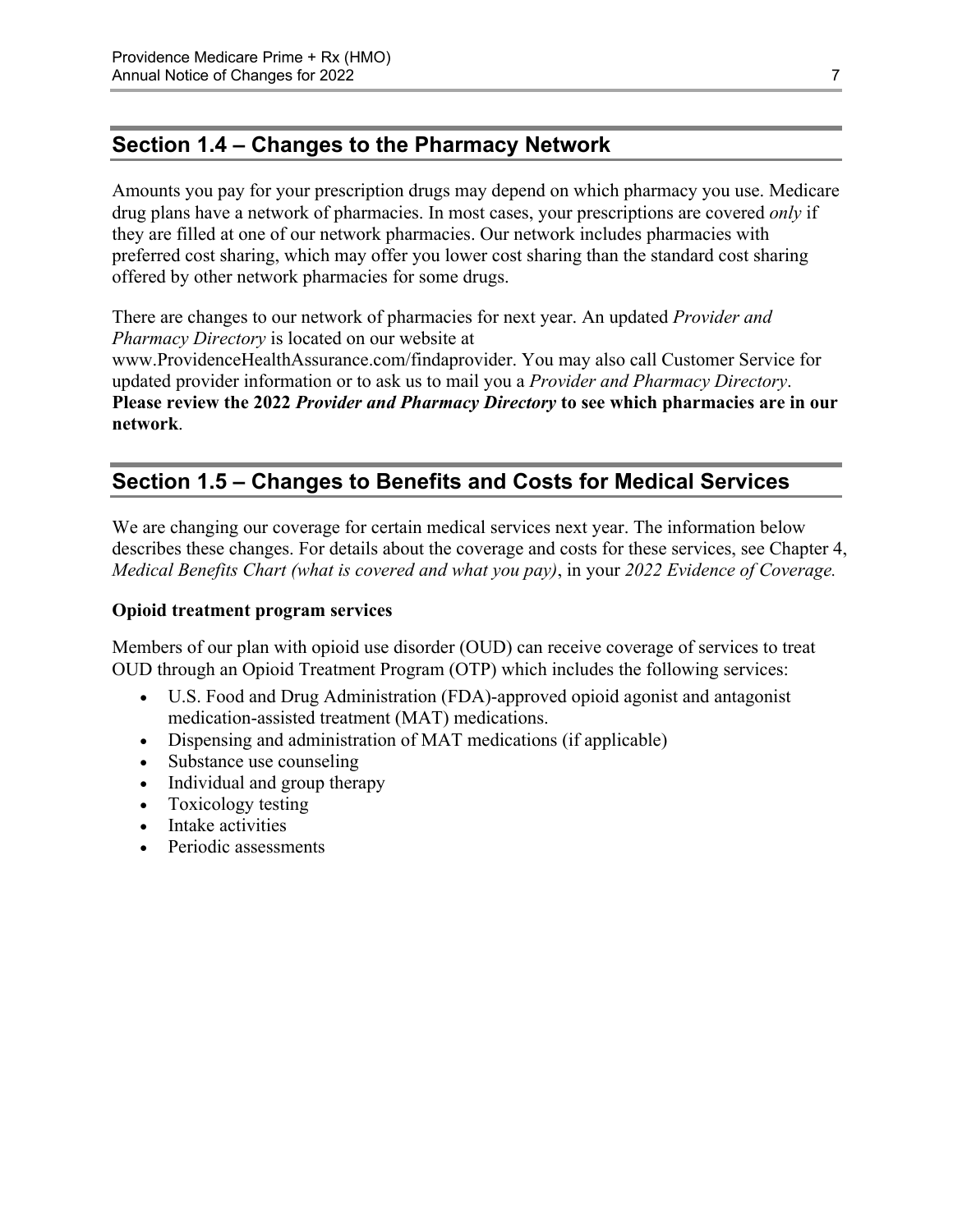## Section 1.4 – Changes to the Pharmacy Network

Amounts you pay for your prescription drugs may depend on which pharmacy you use. Medicare drug plans have a network of pharmacies. In most cases, your prescriptions are covered *only* if they are filled at one of our network pharmacies. Our network includes pharmacies with preferred cost sharing, which may offer you lower cost sharing than the standard cost sharing offered by other network pharmacies for some drugs.

There are changes to our network of pharmacies for next year. An updated *Provider and Pharmacy Directory* is located on our website at www.ProvidenceHealthAssurance.com/findaprovider. You may also call Customer Service for updated provider information or to ask us to mail you a *Provider and Pharmacy Directory*. **Please review the 2022 *Provider and Pharmacy Directory* to see which pharmacies are in our network**.

## Section 1.5 – Changes to Benefits and Costs for Medical Services

We are changing our coverage for certain medical services next year. The information below describes these changes. For details about the coverage and costs for these services, see Chapter 4, *Medical Benefits Chart (what is covered and what you pay)*, in your *2022 Evidence of Coverage.*

**Opioid treatment program services**

Members of our plan with opioid use disorder (OUD) can receive coverage of services to treat OUD through an Opioid Treatment Program (OTP) which includes the following services:

- U.S. Food and Drug Administration (FDA)-approved opioid agonist and antagonist medication-assisted treatment (MAT) medications.
- Dispensing and administration of MAT medications (if applicable)
- Substance use counseling
- Individual and group therapy
- Toxicology testing
- Intake activities
- Periodic assessments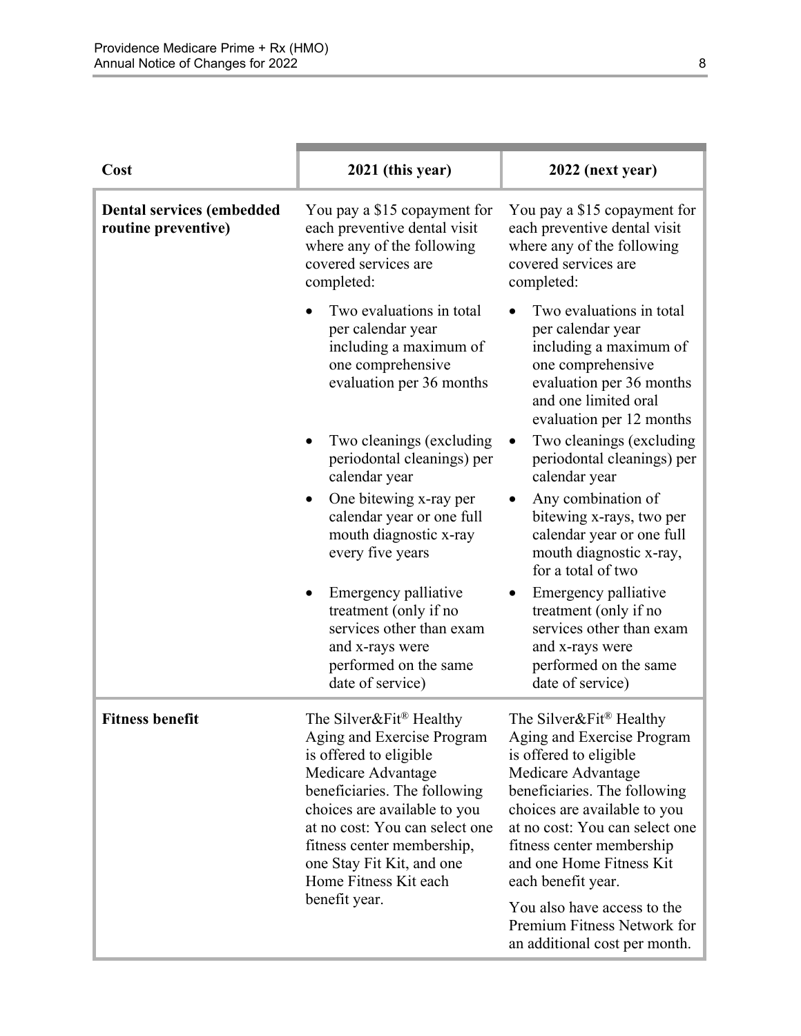| Cost | 2021 (this year) | 2022 (next year) |
|---|---|---|
| **Dental services (embedded routine preventive)** | You pay a $15 copayment for each preventive dental visit where any of the following covered services are completed:<br>• Two evaluations in total per calendar year including a maximum of one comprehensive evaluation per 36 months<br>• Two cleanings (excluding periodontal cleanings) per calendar year<br>• One bitewing x-ray per calendar year or one full mouth diagnostic x-ray every five years<br>• Emergency palliative treatment (only if no services other than exam and x-rays were performed on the same date of service) | You pay a $15 copayment for each preventive dental visit where any of the following covered services are completed:<br>• Two evaluations in total per calendar year including a maximum of one comprehensive evaluation per 36 months and one limited oral evaluation per 12 months<br>• Two cleanings (excluding periodontal cleanings) per calendar year<br>• Any combination of bitewing x-rays, two per calendar year or one full mouth diagnostic x-ray, for a total of two<br>• Emergency palliative treatment (only if no services other than exam and x-rays were performed on the same date of service) |
| **Fitness benefit** | The Silver&Fit® Healthy Aging and Exercise Program is offered to eligible Medicare Advantage beneficiaries. The following choices are available to you at no cost: You can select one fitness center membership, one Stay Fit Kit, and one Home Fitness Kit each benefit year. | The Silver&Fit® Healthy Aging and Exercise Program is offered to eligible Medicare Advantage beneficiaries. The following choices are available to you at no cost: You can select one fitness center membership and one Home Fitness Kit each benefit year.<br><br>You also have access to the Premium Fitness Network for an additional cost per month. |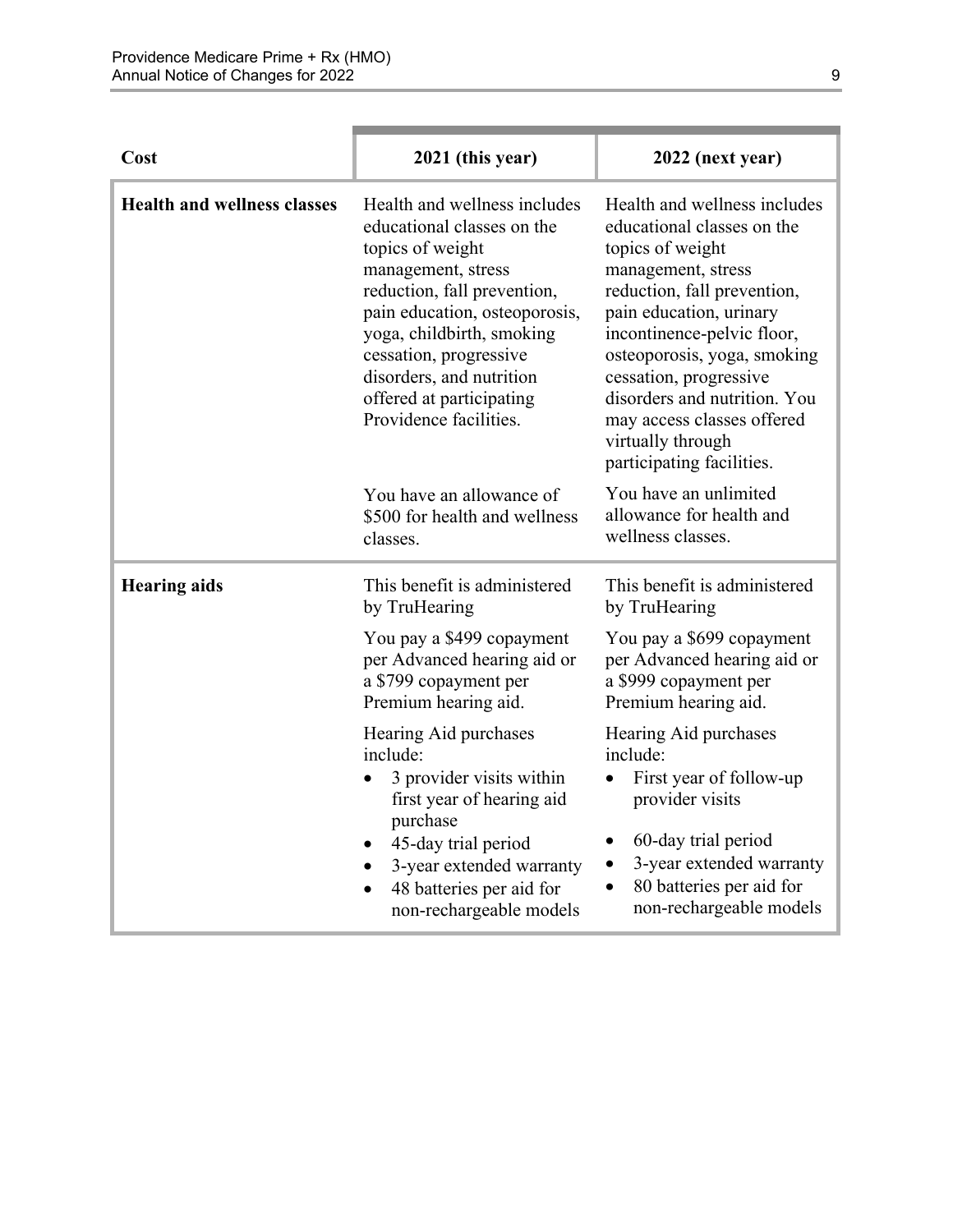| Cost | 2021 (this year) | 2022 (next year) |
|---|---|---|
| **Health and wellness classes** | Health and wellness includes educational classes on the topics of weight management, stress reduction, fall prevention, pain education, osteoporosis, yoga, childbirth, smoking cessation, progressive disorders, and nutrition offered at participating Providence facilities.<br><br>You have an allowance of $500 for health and wellness classes. | Health and wellness includes educational classes on the topics of weight management, stress reduction, fall prevention, pain education, urinary incontinence-pelvic floor, osteoporosis, yoga, smoking cessation, progressive disorders and nutrition. You may access classes offered virtually through participating facilities.<br><br>You have an unlimited allowance for health and wellness classes. |
| **Hearing aids** | This benefit is administered by TruHearing<br><br>You pay a $499 copayment per Advanced hearing aid or a $799 copayment per Premium hearing aid.<br><br>Hearing Aid purchases include:<br>• 3 provider visits within first year of hearing aid purchase<br>• 45-day trial period<br>• 3-year extended warranty<br>• 48 batteries per aid for non-rechargeable models | This benefit is administered by TruHearing<br><br>You pay a $699 copayment per Advanced hearing aid or a $999 copayment per Premium hearing aid.<br><br>Hearing Aid purchases include:<br>• First year of follow-up provider visits<br>• 60-day trial period<br>• 3-year extended warranty<br>• 80 batteries per aid for non-rechargeable models |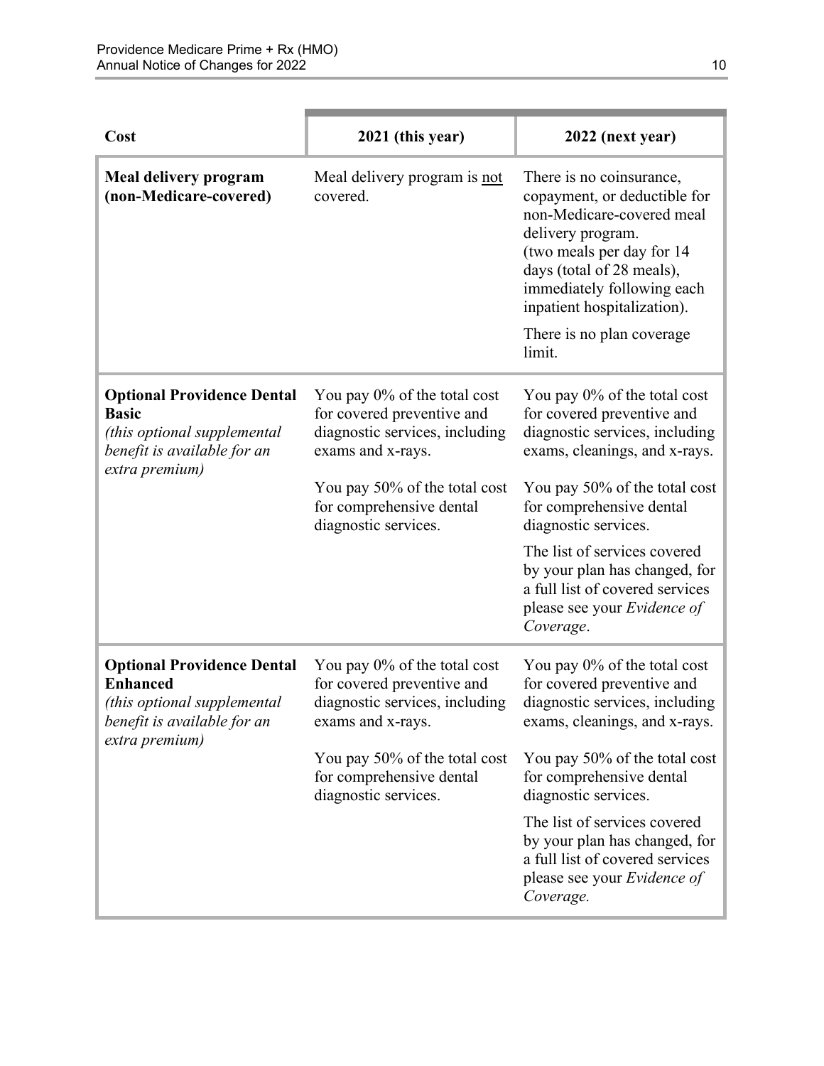| Cost | 2021 (this year) | 2022 (next year) |
| --- | --- | --- |
| **Meal delivery program (non-Medicare-covered)** | Meal delivery program is not covered. | There is no coinsurance, copayment, or deductible for non-Medicare-covered meal delivery program. (two meals per day for 14 days (total of 28 meals), immediately following each inpatient hospitalization).<br><br>There is no plan coverage limit. |
| **Optional Providence Dental Basic** *(this optional supplemental benefit is available for an extra premium)* | You pay 0% of the total cost for covered preventive and diagnostic services, including exams and x-rays.<br><br>You pay 50% of the total cost for comprehensive dental diagnostic services. | You pay 0% of the total cost for covered preventive and diagnostic services, including exams, cleanings, and x-rays.<br><br>You pay 50% of the total cost for comprehensive dental diagnostic services.<br><br>The list of services covered by your plan has changed, for a full list of covered services please see your *Evidence of Coverage*. |
| **Optional Providence Dental Enhanced** *(this optional supplemental benefit is available for an extra premium)* | You pay 0% of the total cost for covered preventive and diagnostic services, including exams and x-rays.<br><br>You pay 50% of the total cost for comprehensive dental diagnostic services. | You pay 0% of the total cost for covered preventive and diagnostic services, including exams, cleanings, and x-rays.<br><br>You pay 50% of the total cost for comprehensive dental diagnostic services.<br><br>The list of services covered by your plan has changed, for a full list of covered services please see your *Evidence of Coverage.* |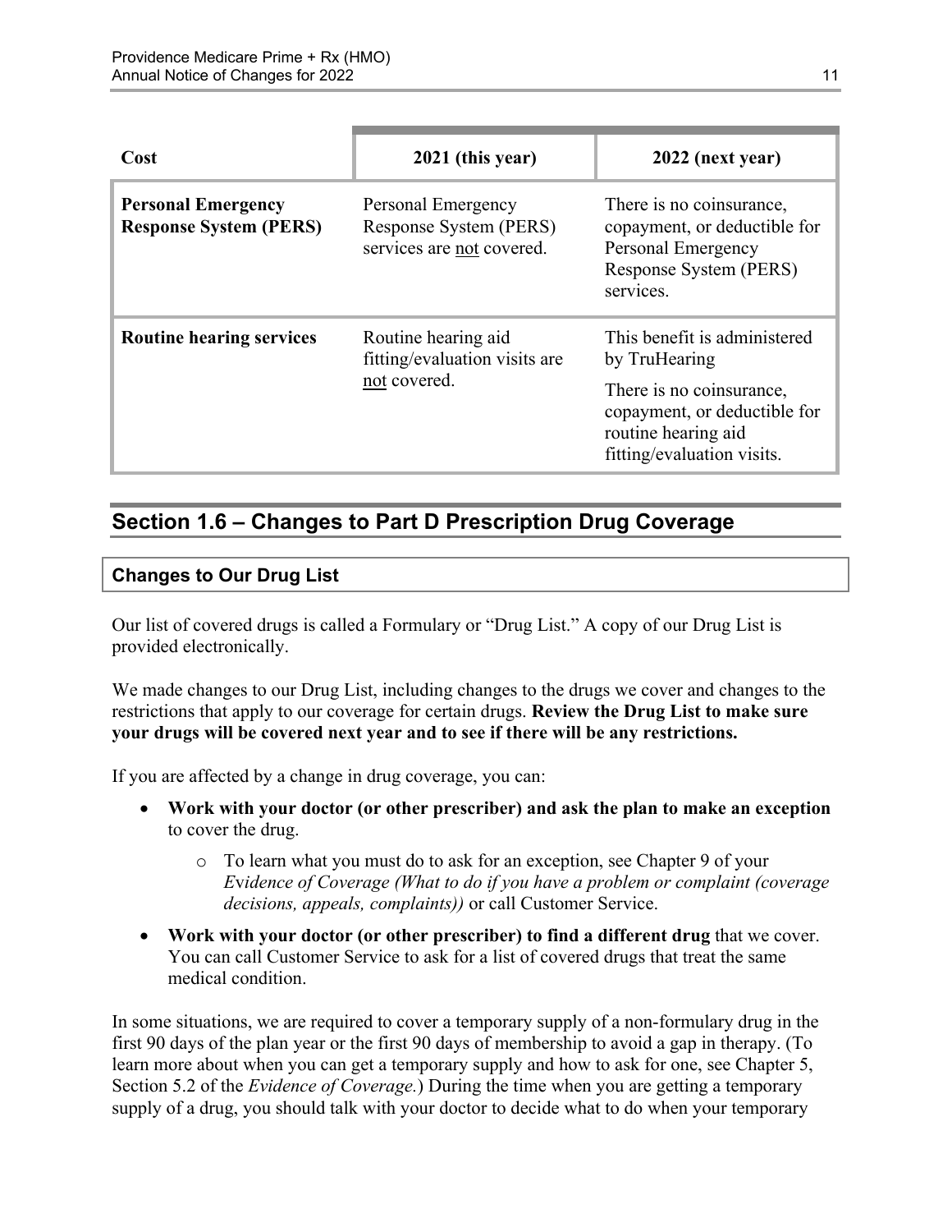| Cost | 2021 (this year) | 2022 (next year) |
|---|---|---|
| **Personal Emergency Response System (PERS)** | Personal Emergency Response System (PERS) services are not covered. | There is no coinsurance, copayment, or deductible for Personal Emergency Response System (PERS) services. |
| **Routine hearing services** | Routine hearing aid fitting/evaluation visits are not covered. | This benefit is administered by TruHearing<br><br>There is no coinsurance, copayment, or deductible for routine hearing aid fitting/evaluation visits. |

## Section 1.6 – Changes to Part D Prescription Drug Coverage

### Changes to Our Drug List

Our list of covered drugs is called a Formulary or "Drug List." A copy of our Drug List is provided electronically.

We made changes to our Drug List, including changes to the drugs we cover and changes to the restrictions that apply to our coverage for certain drugs. **Review the Drug List to make sure your drugs will be covered next year and to see if there will be any restrictions.**

If you are affected by a change in drug coverage, you can:

- **Work with your doctor (or other prescriber) and ask the plan to make an exception** to cover the drug.
  - To learn what you must do to ask for an exception, see Chapter 9 of your *Evidence of Coverage (What to do if you have a problem or complaint (coverage decisions, appeals, complaints))* or call Customer Service.
- **Work with your doctor (or other prescriber) to find a different drug** that we cover. You can call Customer Service to ask for a list of covered drugs that treat the same medical condition.

In some situations, we are required to cover a temporary supply of a non-formulary drug in the first 90 days of the plan year or the first 90 days of membership to avoid a gap in therapy. (To learn more about when you can get a temporary supply and how to ask for one, see Chapter 5, Section 5.2 of the *Evidence of Coverage.*) During the time when you are getting a temporary supply of a drug, you should talk with your doctor to decide what to do when your temporary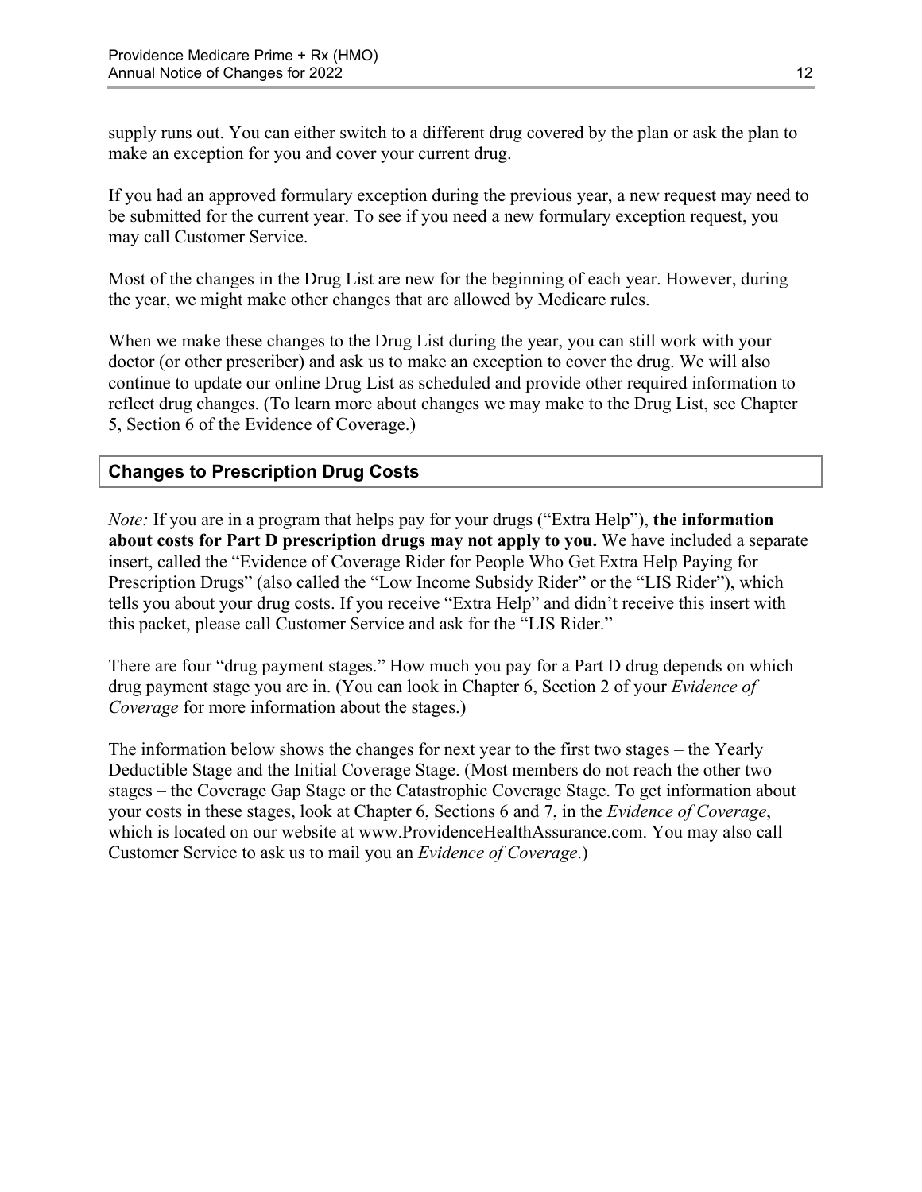supply runs out. You can either switch to a different drug covered by the plan or ask the plan to make an exception for you and cover your current drug.

If you had an approved formulary exception during the previous year, a new request may need to be submitted for the current year. To see if you need a new formulary exception request, you may call Customer Service.

Most of the changes in the Drug List are new for the beginning of each year. However, during the year, we might make other changes that are allowed by Medicare rules.

When we make these changes to the Drug List during the year, you can still work with your doctor (or other prescriber) and ask us to make an exception to cover the drug. We will also continue to update our online Drug List as scheduled and provide other required information to reflect drug changes. (To learn more about changes we may make to the Drug List, see Chapter 5, Section 6 of the Evidence of Coverage.)

### Changes to Prescription Drug Costs

*Note:* If you are in a program that helps pay for your drugs ("Extra Help"), **the information about costs for Part D prescription drugs may not apply to you.** We have included a separate insert, called the "Evidence of Coverage Rider for People Who Get Extra Help Paying for Prescription Drugs" (also called the "Low Income Subsidy Rider" or the "LIS Rider"), which tells you about your drug costs. If you receive "Extra Help" and didn't receive this insert with this packet, please call Customer Service and ask for the "LIS Rider."

There are four "drug payment stages." How much you pay for a Part D drug depends on which drug payment stage you are in. (You can look in Chapter 6, Section 2 of your *Evidence of Coverage* for more information about the stages.)

The information below shows the changes for next year to the first two stages – the Yearly Deductible Stage and the Initial Coverage Stage. (Most members do not reach the other two stages – the Coverage Gap Stage or the Catastrophic Coverage Stage. To get information about your costs in these stages, look at Chapter 6, Sections 6 and 7, in the *Evidence of Coverage*, which is located on our website at www.ProvidenceHealthAssurance.com. You may also call Customer Service to ask us to mail you an *Evidence of Coverage*.)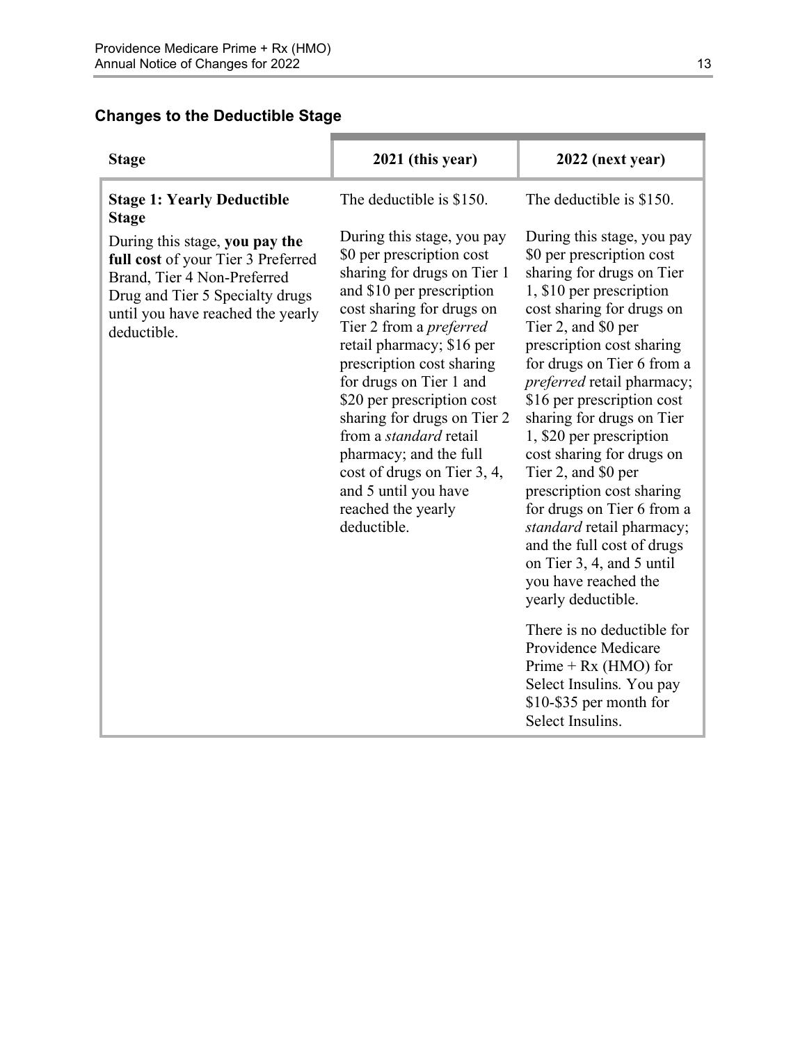### Changes to the Deductible Stage

| Stage | 2021 (this year) | 2022 (next year) |
|---|---|---|
| **Stage 1: Yearly Deductible Stage**<br><br>During this stage, **you pay the full cost** of your Tier 3 Preferred Brand, Tier 4 Non-Preferred Drug and Tier 5 Specialty drugs until you have reached the yearly deductible. | The deductible is $150.<br><br>During this stage, you pay $0 per prescription cost sharing for drugs on Tier 1 and $10 per prescription cost sharing for drugs on Tier 2 from a *preferred* retail pharmacy; $16 per prescription cost sharing for drugs on Tier 1 and $20 per prescription cost sharing for drugs on Tier 2 from a *standard* retail pharmacy; and the full cost of drugs on Tier 3, 4, and 5 until you have reached the yearly deductible. | The deductible is $150.<br><br>During this stage, you pay $0 per prescription cost sharing for drugs on Tier 1, $10 per prescription cost sharing for drugs on Tier 2, and $0 per prescription cost sharing for drugs on Tier 6 from a *preferred* retail pharmacy; $16 per prescription cost sharing for drugs on Tier 1, $20 per prescription cost sharing for drugs on Tier 2, and $0 per prescription cost sharing for drugs on Tier 6 from a *standard* retail pharmacy; and the full cost of drugs on Tier 3, 4, and 5 until you have reached the yearly deductible.<br><br>There is no deductible for Providence Medicare Prime + Rx (HMO) for Select Insulins. You pay $10-$35 per month for Select Insulins. |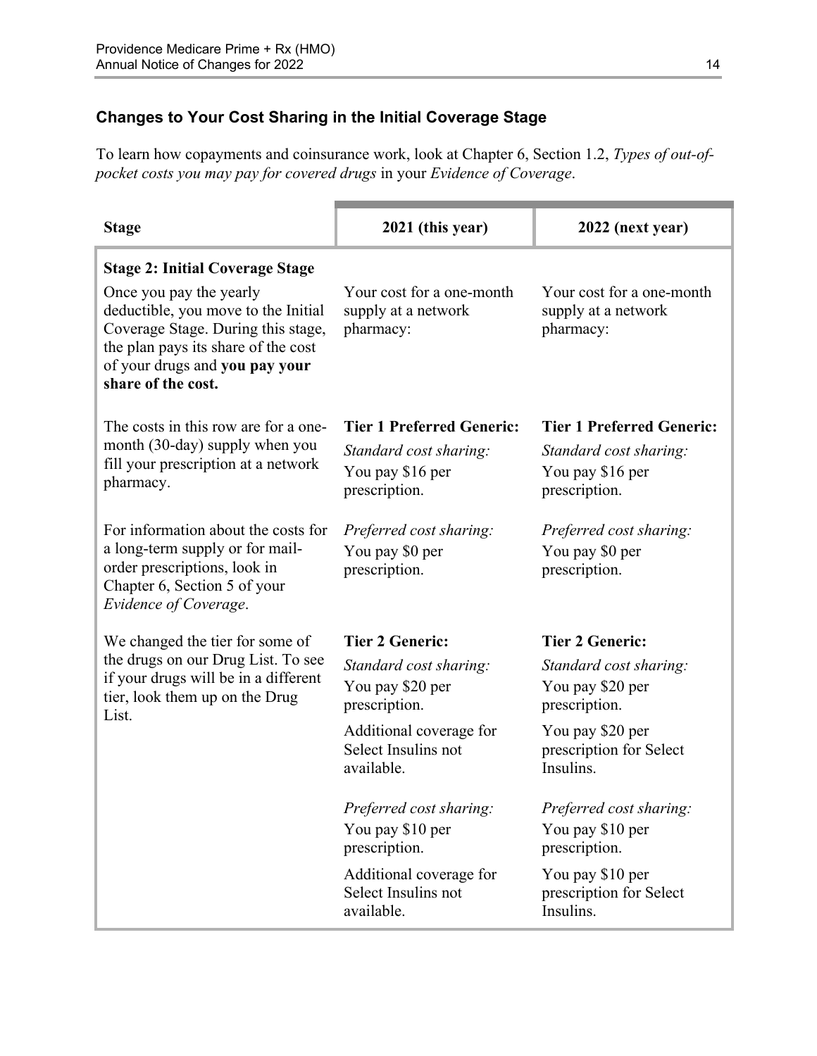### Changes to Your Cost Sharing in the Initial Coverage Stage

To learn how copayments and coinsurance work, look at Chapter 6, Section 1.2, *Types of out-of-pocket costs you may pay for covered drugs* in your *Evidence of Coverage*.

| Stage | 2021 (this year) | 2022 (next year) |
|---|---|---|
| **Stage 2: Initial Coverage Stage**<br>Once you pay the yearly deductible, you move to the Initial Coverage Stage. During this stage, the plan pays its share of the cost of your drugs and **you pay your share of the cost.** | Your cost for a one-month supply at a network pharmacy: | Your cost for a one-month supply at a network pharmacy: |
| The costs in this row are for a one-month (30-day) supply when you fill your prescription at a network pharmacy.<br><br>For information about the costs for a long-term supply or for mail-order prescriptions, look in Chapter 6, Section 5 of your *Evidence of Coverage*.<br><br>We changed the tier for some of the drugs on our Drug List. To see if your drugs will be in a different tier, look them up on the Drug List. | **Tier 1 Preferred Generic:**<br>*Standard cost sharing:*<br>You pay $16 per prescription.<br><br>*Preferred cost sharing:*<br>You pay $0 per prescription.<br><br>**Tier 2 Generic:**<br>*Standard cost sharing:*<br>You pay $20 per prescription.<br>Additional coverage for Select Insulins not available.<br><br>*Preferred cost sharing:*<br>You pay $10 per prescription.<br>Additional coverage for Select Insulins not available. | **Tier 1 Preferred Generic:**<br>*Standard cost sharing:*<br>You pay $16 per prescription.<br><br>*Preferred cost sharing:*<br>You pay $0 per prescription.<br><br>**Tier 2 Generic:**<br>*Standard cost sharing:*<br>You pay $20 per prescription.<br>You pay $20 per prescription for Select Insulins.<br><br>*Preferred cost sharing:*<br>You pay $10 per prescription.<br>You pay $10 per prescription for Select Insulins. |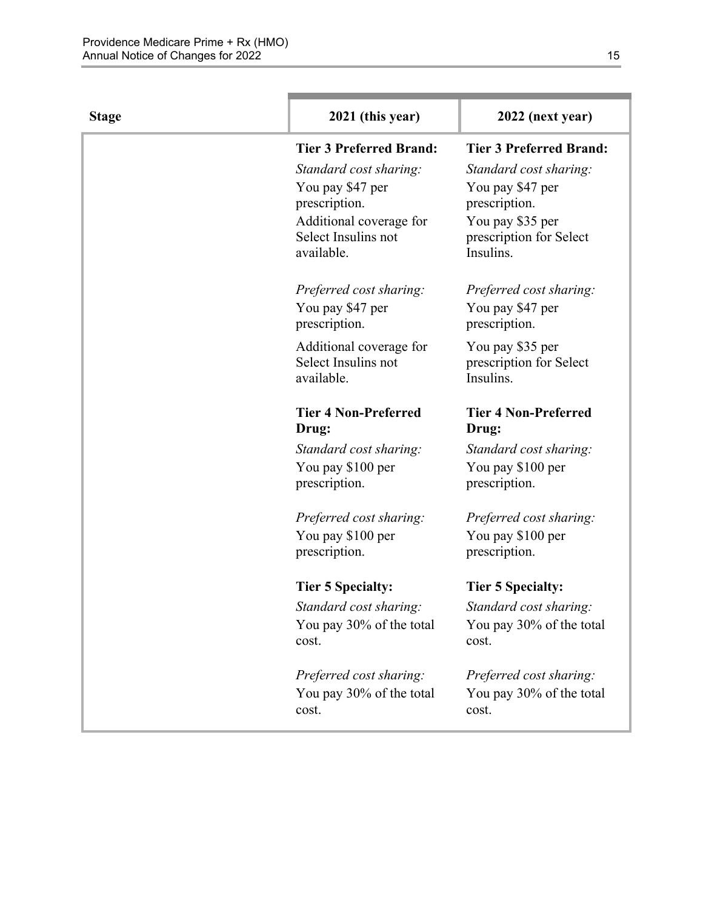| Stage | 2021 (this year) | 2022 (next year) |
| --- | --- | --- |
| | **Tier 3 Preferred Brand:**<br>*Standard cost sharing:*<br>You pay $47 per prescription.<br>Additional coverage for Select Insulins not available.<br><br>*Preferred cost sharing:*<br>You pay $47 per prescription.<br>Additional coverage for Select Insulins not available.<br><br>**Tier 4 Non-Preferred Drug:**<br>*Standard cost sharing:*<br>You pay $100 per prescription.<br><br>*Preferred cost sharing:*<br>You pay $100 per prescription.<br><br>**Tier 5 Specialty:**<br>*Standard cost sharing:*<br>You pay 30% of the total cost.<br><br>*Preferred cost sharing:*<br>You pay 30% of the total cost. | **Tier 3 Preferred Brand:**<br>*Standard cost sharing:*<br>You pay $47 per prescription.<br>You pay $35 per prescription for Select Insulins.<br><br>*Preferred cost sharing:*<br>You pay $47 per prescription.<br>You pay $35 per prescription for Select Insulins.<br><br>**Tier 4 Non-Preferred Drug:**<br>*Standard cost sharing:*<br>You pay $100 per prescription.<br><br>*Preferred cost sharing:*<br>You pay $100 per prescription.<br><br>**Tier 5 Specialty:**<br>*Standard cost sharing:*<br>You pay 30% of the total cost.<br><br>*Preferred cost sharing:*<br>You pay 30% of the total cost. |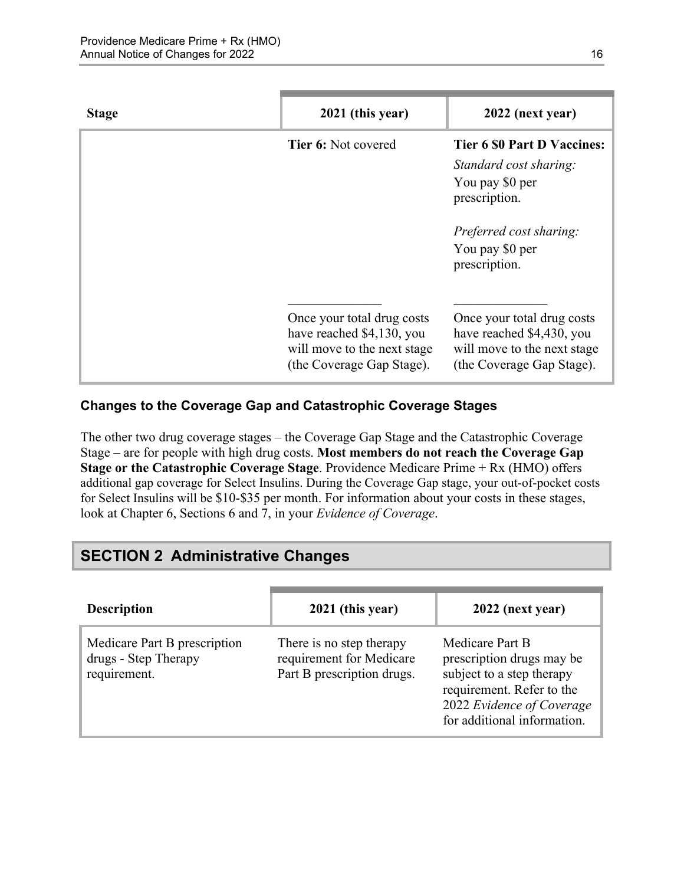| Stage | 2021 (this year) | 2022 (next year) |
|---|---|---|
| | **Tier 6:** Not covered<br><br>\_\_\_\_\_\_\_\_\_\_\_\_\_\_<br>Once your total drug costs have reached $4,130, you will move to the next stage (the Coverage Gap Stage). | **Tier 6 $0 Part D Vaccines:**<br>*Standard cost sharing:*<br>You pay $0 per prescription.<br><br>*Preferred cost sharing:*<br>You pay $0 per prescription.<br><br>\_\_\_\_\_\_\_\_\_\_\_\_\_\_<br>Once your total drug costs have reached $4,430, you will move to the next stage (the Coverage Gap Stage). |

### Changes to the Coverage Gap and Catastrophic Coverage Stages

The other two drug coverage stages – the Coverage Gap Stage and the Catastrophic Coverage Stage – are for people with high drug costs. **Most members do not reach the Coverage Gap Stage or the Catastrophic Coverage Stage**. Providence Medicare Prime + Rx (HMO) offers additional gap coverage for Select Insulins. During the Coverage Gap stage, your out-of-pocket costs for Select Insulins will be $10-$35 per month. For information about your costs in these stages, look at Chapter 6, Sections 6 and 7, in your *Evidence of Coverage*.

## SECTION 2 Administrative Changes

| Description | 2021 (this year) | 2022 (next year) |
|---|---|---|
| Medicare Part B prescription drugs - Step Therapy requirement. | There is no step therapy requirement for Medicare Part B prescription drugs. | Medicare Part B prescription drugs may be subject to a step therapy requirement. Refer to the 2022 *Evidence of Coverage* for additional information. |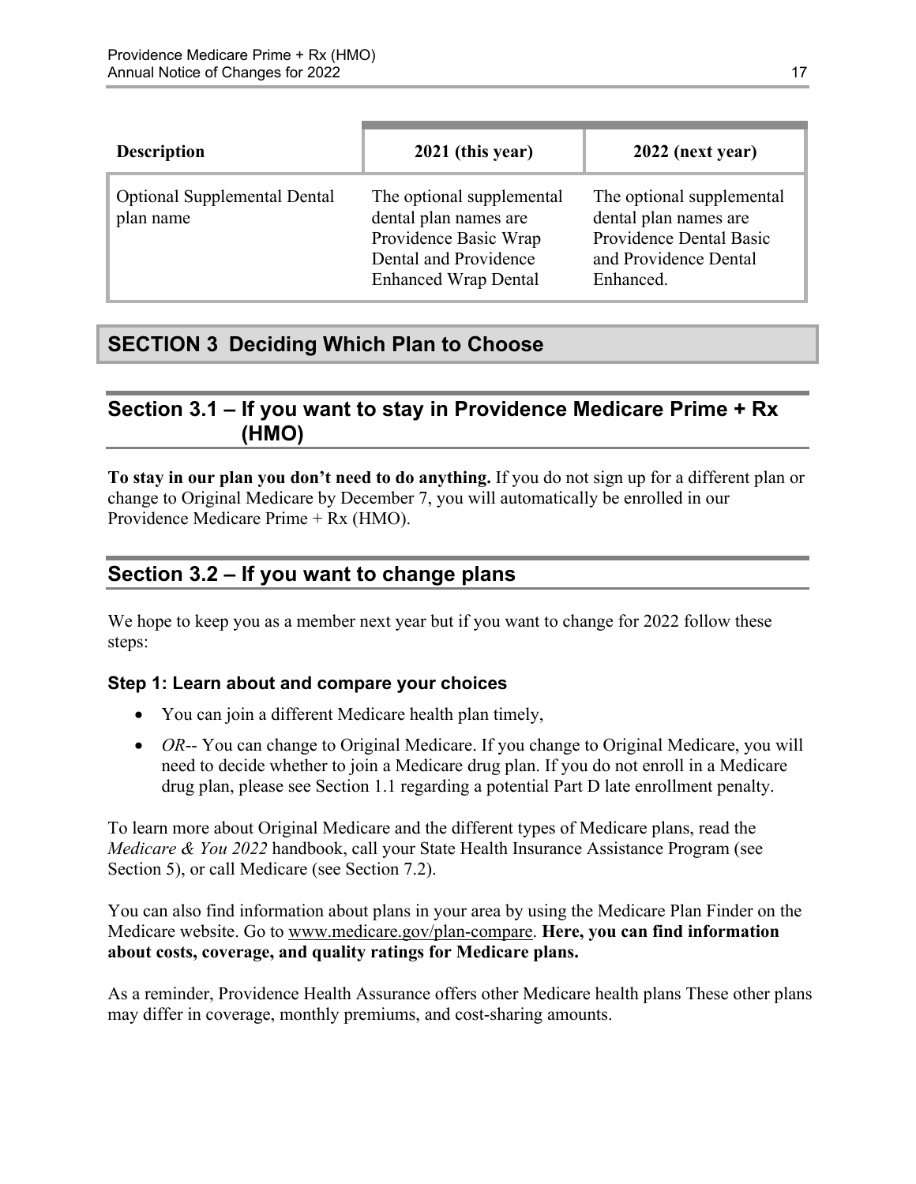| Description | 2021 (this year) | 2022 (next year) |
|---|---|---|
| Optional Supplemental Dental plan name | The optional supplemental dental plan names are Providence Basic Wrap Dental and Providence Enhanced Wrap Dental | The optional supplemental dental plan names are Providence Dental Basic and Providence Dental Enhanced. |

# SECTION 3 Deciding Which Plan to Choose

## Section 3.1 – If you want to stay in Providence Medicare Prime + Rx (HMO)

**To stay in our plan you don't need to do anything.** If you do not sign up for a different plan or change to Original Medicare by December 7, you will automatically be enrolled in our Providence Medicare Prime + Rx (HMO).

## Section 3.2 – If you want to change plans

We hope to keep you as a member next year but if you want to change for 2022 follow these steps:

### Step 1: Learn about and compare your choices

- You can join a different Medicare health plan timely,
- *OR*-- You can change to Original Medicare. If you change to Original Medicare, you will need to decide whether to join a Medicare drug plan. If you do not enroll in a Medicare drug plan, please see Section 1.1 regarding a potential Part D late enrollment penalty.

To learn more about Original Medicare and the different types of Medicare plans, read the *Medicare & You 2022* handbook, call your State Health Insurance Assistance Program (see Section 5), or call Medicare (see Section 7.2).

You can also find information about plans in your area by using the Medicare Plan Finder on the Medicare website. Go to www.medicare.gov/plan-compare. **Here, you can find information about costs, coverage, and quality ratings for Medicare plans.**

As a reminder, Providence Health Assurance offers other Medicare health plans These other plans may differ in coverage, monthly premiums, and cost-sharing amounts.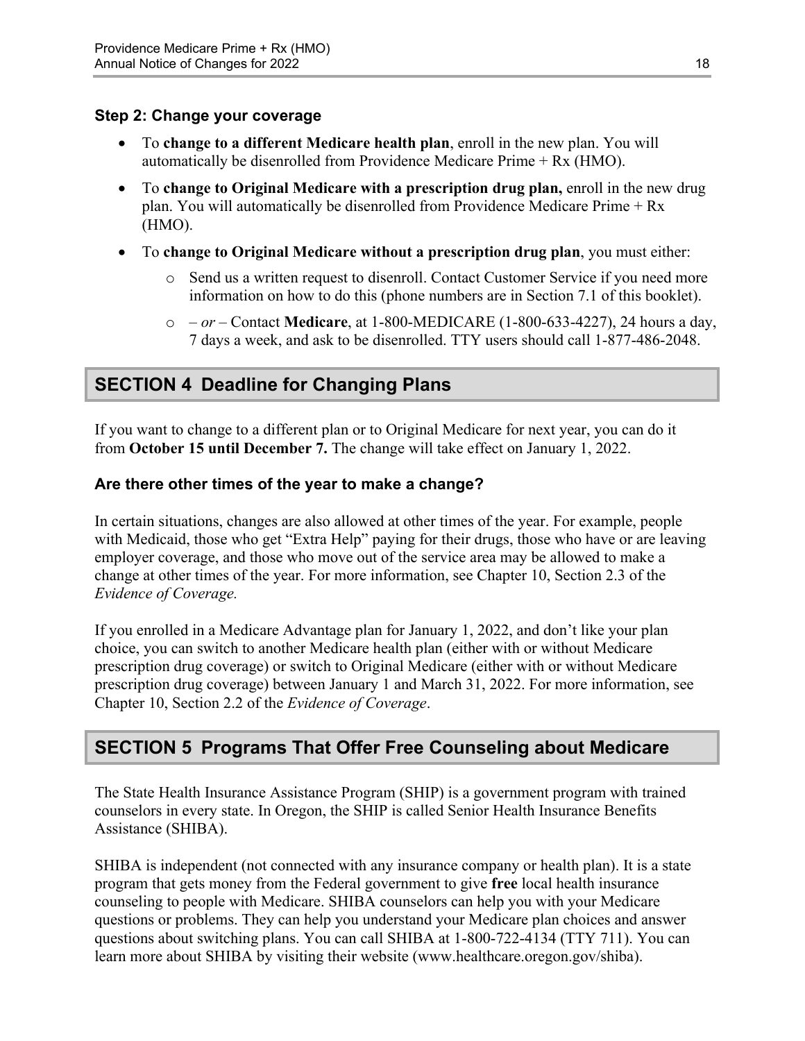### Step 2: Change your coverage

- To **change to a different Medicare health plan**, enroll in the new plan. You will automatically be disenrolled from Providence Medicare Prime + Rx (HMO).
- To **change to Original Medicare with a prescription drug plan,** enroll in the new drug plan. You will automatically be disenrolled from Providence Medicare Prime + Rx (HMO).
- To **change to Original Medicare without a prescription drug plan**, you must either:
    - Send us a written request to disenroll. Contact Customer Service if you need more information on how to do this (phone numbers are in Section 7.1 of this booklet).
    - – *or* – Contact **Medicare**, at 1-800-MEDICARE (1-800-633-4227), 24 hours a day, 7 days a week, and ask to be disenrolled. TTY users should call 1-877-486-2048.

## SECTION 4 Deadline for Changing Plans

If you want to change to a different plan or to Original Medicare for next year, you can do it from **October 15 until December 7.** The change will take effect on January 1, 2022.

### Are there other times of the year to make a change?

In certain situations, changes are also allowed at other times of the year. For example, people with Medicaid, those who get "Extra Help" paying for their drugs, those who have or are leaving employer coverage, and those who move out of the service area may be allowed to make a change at other times of the year. For more information, see Chapter 10, Section 2.3 of the *Evidence of Coverage.*

If you enrolled in a Medicare Advantage plan for January 1, 2022, and don't like your plan choice, you can switch to another Medicare health plan (either with or without Medicare prescription drug coverage) or switch to Original Medicare (either with or without Medicare prescription drug coverage) between January 1 and March 31, 2022. For more information, see Chapter 10, Section 2.2 of the *Evidence of Coverage*.

## SECTION 5 Programs That Offer Free Counseling about Medicare

The State Health Insurance Assistance Program (SHIP) is a government program with trained counselors in every state. In Oregon, the SHIP is called Senior Health Insurance Benefits Assistance (SHIBA).

SHIBA is independent (not connected with any insurance company or health plan). It is a state program that gets money from the Federal government to give **free** local health insurance counseling to people with Medicare. SHIBA counselors can help you with your Medicare questions or problems. They can help you understand your Medicare plan choices and answer questions about switching plans. You can call SHIBA at 1-800-722-4134 (TTY 711). You can learn more about SHIBA by visiting their website (www.healthcare.oregon.gov/shiba).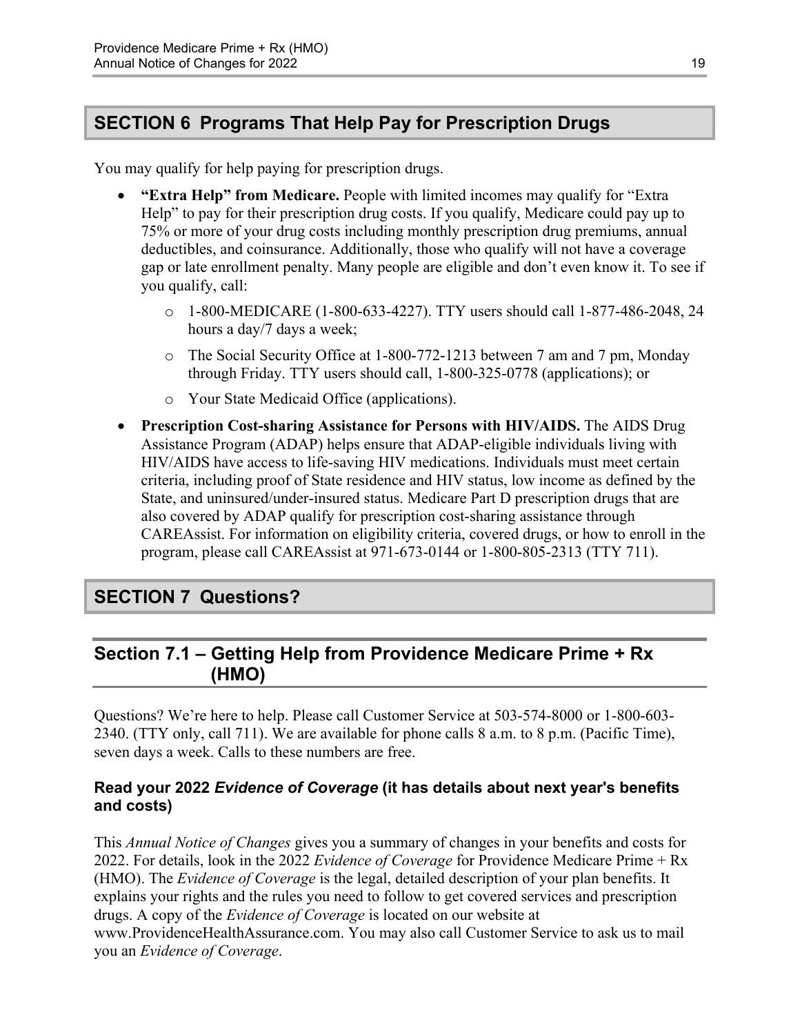## SECTION 6 Programs That Help Pay for Prescription Drugs

You may qualify for help paying for prescription drugs.

- **"Extra Help" from Medicare.** People with limited incomes may qualify for "Extra Help" to pay for their prescription drug costs. If you qualify, Medicare could pay up to 75% or more of your drug costs including monthly prescription drug premiums, annual deductibles, and coinsurance. Additionally, those who qualify will not have a coverage gap or late enrollment penalty. Many people are eligible and don't even know it. To see if you qualify, call:
  - 1-800-MEDICARE (1-800-633-4227). TTY users should call 1-877-486-2048, 24 hours a day/7 days a week;
  - The Social Security Office at 1-800-772-1213 between 7 am and 7 pm, Monday through Friday. TTY users should call, 1-800-325-0778 (applications); or
  - Your State Medicaid Office (applications).
- **Prescription Cost-sharing Assistance for Persons with HIV/AIDS.** The AIDS Drug Assistance Program (ADAP) helps ensure that ADAP-eligible individuals living with HIV/AIDS have access to life-saving HIV medications. Individuals must meet certain criteria, including proof of State residence and HIV status, low income as defined by the State, and uninsured/under-insured status. Medicare Part D prescription drugs that are also covered by ADAP qualify for prescription cost-sharing assistance through CAREAssist. For information on eligibility criteria, covered drugs, or how to enroll in the program, please call CAREAssist at 971-673-0144 or 1-800-805-2313 (TTY 711).

## SECTION 7 Questions?

### Section 7.1 – Getting Help from Providence Medicare Prime + Rx (HMO)

Questions? We're here to help. Please call Customer Service at 503-574-8000 or 1-800-603-2340. (TTY only, call 711). We are available for phone calls 8 a.m. to 8 p.m. (Pacific Time), seven days a week. Calls to these numbers are free.

#### Read your 2022 *Evidence of Coverage* (it has details about next year's benefits and costs)

This *Annual Notice of Changes* gives you a summary of changes in your benefits and costs for 2022. For details, look in the 2022 *Evidence of Coverage* for Providence Medicare Prime + Rx (HMO). The *Evidence of Coverage* is the legal, detailed description of your plan benefits. It explains your rights and the rules you need to follow to get covered services and prescription drugs. A copy of the *Evidence of Coverage* is located on our website at www.ProvidenceHealthAssurance.com. You may also call Customer Service to ask us to mail you an *Evidence of Coverage*.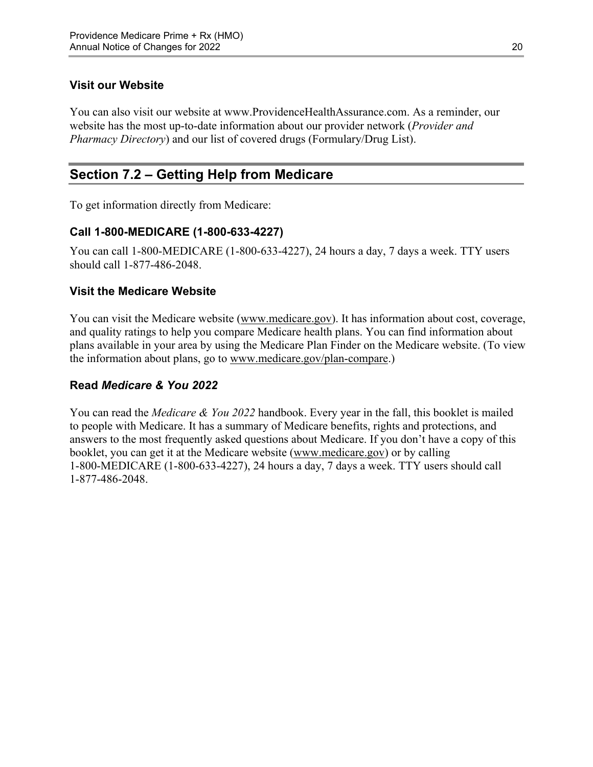### Visit our Website

You can also visit our website at www.ProvidenceHealthAssurance.com. As a reminder, our website has the most up-to-date information about our provider network (*Provider and Pharmacy Directory*) and our list of covered drugs (Formulary/Drug List).

## Section 7.2 – Getting Help from Medicare

To get information directly from Medicare:

### Call 1-800-MEDICARE (1-800-633-4227)

You can call 1-800-MEDICARE (1-800-633-4227), 24 hours a day, 7 days a week. TTY users should call 1-877-486-2048.

### Visit the Medicare Website

You can visit the Medicare website (www.medicare.gov). It has information about cost, coverage, and quality ratings to help you compare Medicare health plans. You can find information about plans available in your area by using the Medicare Plan Finder on the Medicare website. (To view the information about plans, go to www.medicare.gov/plan-compare.)

### Read *Medicare & You 2022*

You can read the *Medicare & You 2022* handbook. Every year in the fall, this booklet is mailed to people with Medicare. It has a summary of Medicare benefits, rights and protections, and answers to the most frequently asked questions about Medicare. If you don't have a copy of this booklet, you can get it at the Medicare website (www.medicare.gov) or by calling 1-800-MEDICARE (1-800-633-4227), 24 hours a day, 7 days a week. TTY users should call 1-877-486-2048.